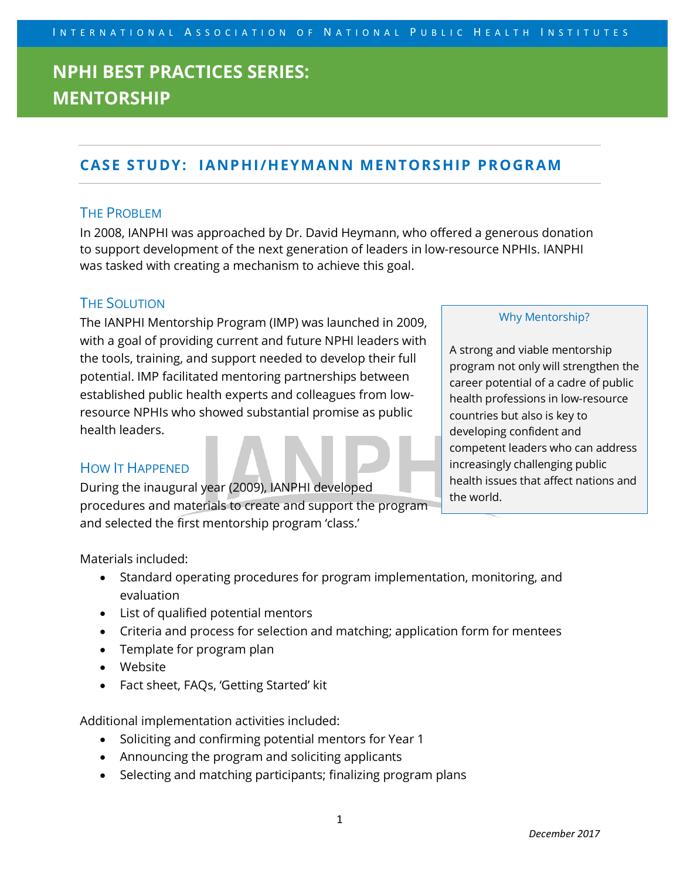# NPHI BEST PRACTICES SERIES: MENTORSHIP

## CASE STUDY: IANPHI/HEYMANN MENTORSHIP PROGRAM

### The Problem

In 2008, IANPHI was approached by Dr. David Heymann, who offered a generous donation to support development of the next generation of leaders in low-resource NPHIs. IANPHI was tasked with creating a mechanism to achieve this goal.

### The Solution

The IANPHI Mentorship Program (IMP) was launched in 2009, with a goal of providing current and future NPHI leaders with the tools, training, and support needed to develop their full potential. IMP facilitated mentoring partnerships between established public health experts and colleagues from low-resource NPHIs who showed substantial promise as public health leaders.

> **Why Mentorship?**
>
> A strong and viable mentorship program not only will strengthen the career potential of a cadre of public health professions in low-resource countries but also is key to developing confident and competent leaders who can address increasingly challenging public health issues that affect nations and the world.

### How It Happened

During the inaugural year (2009), IANPHI developed procedures and materials to create and support the program and selected the first mentorship program 'class.'

Materials included:

- Standard operating procedures for program implementation, monitoring, and evaluation
- List of qualified potential mentors
- Criteria and process for selection and matching; application form for mentees
- Template for program plan
- Website
- Fact sheet, FAQs, 'Getting Started' kit

Additional implementation activities included:

- Soliciting and confirming potential mentors for Year 1
- Announcing the program and soliciting applicants
- Selecting and matching participants; finalizing program plans

*December 2017*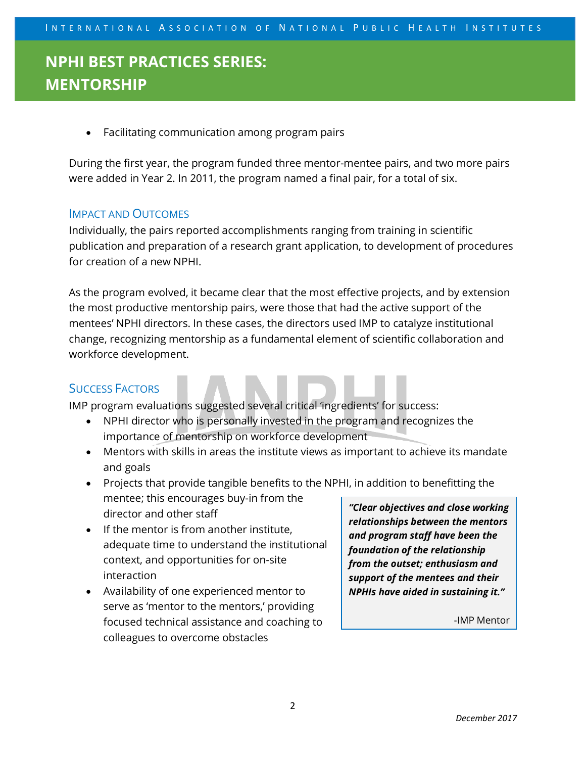- Facilitating communication among program pairs

During the first year, the program funded three mentor-mentee pairs, and two more pairs were added in Year 2. In 2011, the program named a final pair, for a total of six.

## Impact and Outcomes

Individually, the pairs reported accomplishments ranging from training in scientific publication and preparation of a research grant application, to development of procedures for creation of a new NPHI.

As the program evolved, it became clear that the most effective projects, and by extension the most productive mentorship pairs, were those that had the active support of the mentees' NPHI directors. In these cases, the directors used IMP to catalyze institutional change, recognizing mentorship as a fundamental element of scientific collaboration and workforce development.

## Success Factors

IMP program evaluations suggested several critical 'ingredients' for success:

- NPHI director who is personally invested in the program and recognizes the importance of mentorship on workforce development
- Mentors with skills in areas the institute views as important to achieve its mandate and goals
- Projects that provide tangible benefits to the NPHI, in addition to benefitting the mentee; this encourages buy-in from the director and other staff
- If the mentor is from another institute, adequate time to understand the institutional context, and opportunities for on-site interaction
- Availability of one experienced mentor to serve as 'mentor to the mentors,' providing focused technical assistance and coaching to colleagues to overcome obstacles

> ***"Clear objectives and close working relationships between the mentors and program staff have been the foundation of the relationship from the outset; enthusiasm and support of the mentees and their NPHIs have aided in sustaining it."***
>
> -IMP Mentor

*December 2017*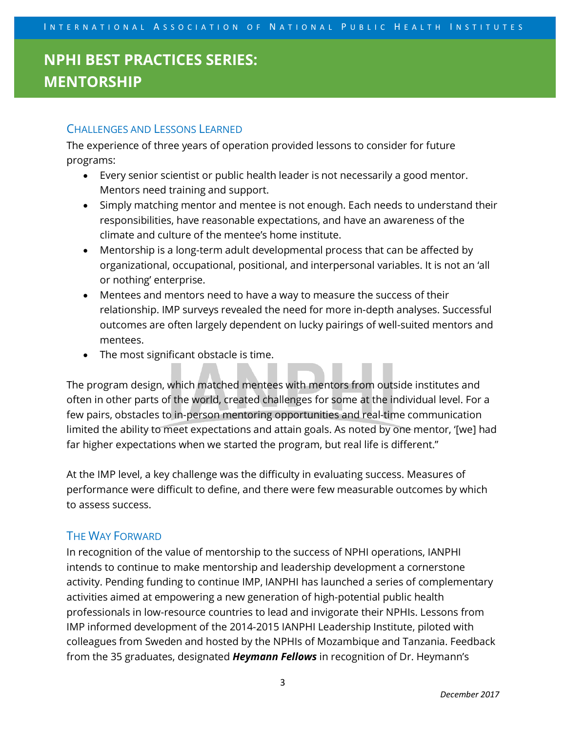### Challenges and Lessons Learned

The experience of three years of operation provided lessons to consider for future programs:

- Every senior scientist or public health leader is not necessarily a good mentor. Mentors need training and support.
- Simply matching mentor and mentee is not enough. Each needs to understand their responsibilities, have reasonable expectations, and have an awareness of the climate and culture of the mentee's home institute.
- Mentorship is a long-term adult developmental process that can be affected by organizational, occupational, positional, and interpersonal variables. It is not an 'all or nothing' enterprise.
- Mentees and mentors need to have a way to measure the success of their relationship. IMP surveys revealed the need for more in-depth analyses. Successful outcomes are often largely dependent on lucky pairings of well-suited mentors and mentees.
- The most significant obstacle is time.

The program design, which matched mentees with mentors from outside institutes and often in other parts of the world, created challenges for some at the individual level. For a few pairs, obstacles to in-person mentoring opportunities and real-time communication limited the ability to meet expectations and attain goals. As noted by one mentor, '[we] had far higher expectations when we started the program, but real life is different."

At the IMP level, a key challenge was the difficulty in evaluating success. Measures of performance were difficult to define, and there were few measurable outcomes by which to assess success.

### The Way Forward

In recognition of the value of mentorship to the success of NPHI operations, IANPHI intends to continue to make mentorship and leadership development a cornerstone activity. Pending funding to continue IMP, IANPHI has launched a series of complementary activities aimed at empowering a new generation of high-potential public health professionals in low-resource countries to lead and invigorate their NPHIs. Lessons from IMP informed development of the 2014-2015 IANPHI Leadership Institute, piloted with colleagues from Sweden and hosted by the NPHIs of Mozambique and Tanzania. Feedback from the 35 graduates, designated ***Heymann Fellows*** in recognition of Dr. Heymann's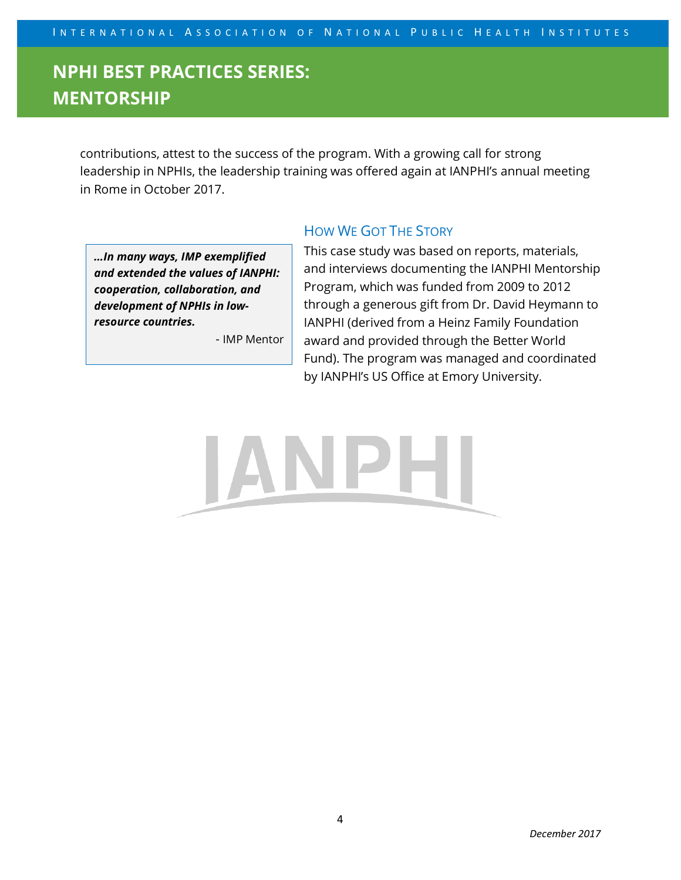contributions, attest to the success of the program. With a growing call for strong leadership in NPHIs, the leadership training was offered again at IANPHI's annual meeting in Rome in October 2017.

> ***...In many ways, IMP exemplified and extended the values of IANPHI: cooperation, collaboration, and development of NPHIs in low-resource countries.***
>
> \- IMP Mentor

### How We Got The Story

This case study was based on reports, materials, and interviews documenting the IANPHI Mentorship Program, which was funded from 2009 to 2012 through a generous gift from Dr. David Heymann to IANPHI (derived from a Heinz Family Foundation award and provided through the Better World Fund). The program was managed and coordinated by IANPHI's US Office at Emory University.

IANPHI